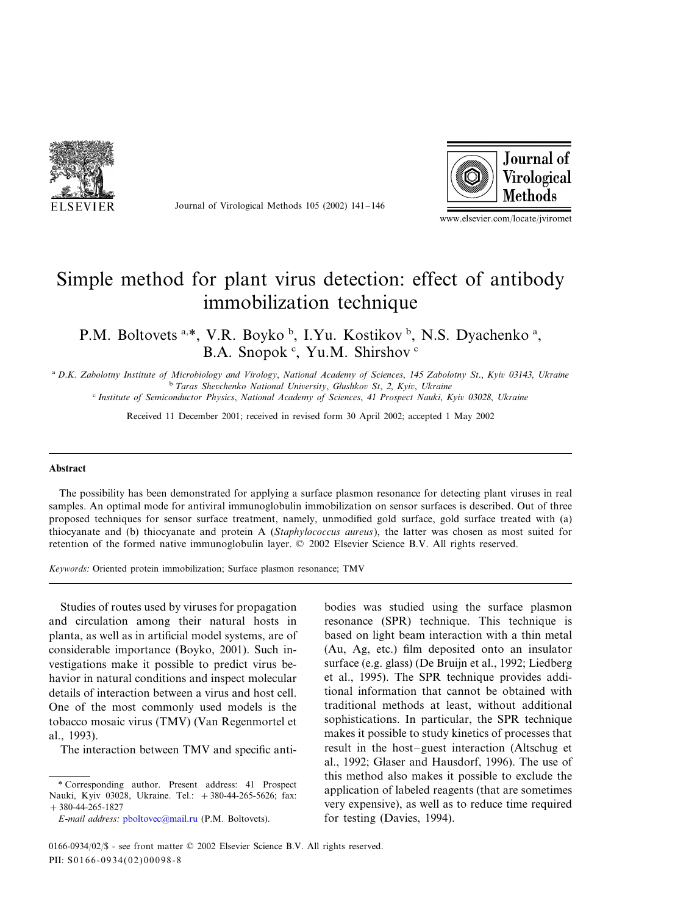# Simple method for plant virus detection: effect of antibody immobilization technique

P.M. Boltovets [a,*], V.R. Boyko [b], I.Yu. Kostikov [b], N.S. Dyachenko [a], B.A. Snopok [c], Yu.M. Shirshov [c]

[a] *D.K. Zabolotny Institute of Microbiology and Virology, National Academy of Sciences, 145 Zabolotny St., Kyiv 03143, Ukraine*
[b] *Taras Shevchenko National University, Glushkov St, 2, Kyiv, Ukraine*
[c] *Institute of Semiconductor Physics, National Academy of Sciences, 41 Prospect Nauki, Kyiv 03028, Ukraine*

Received 11 December 2001; received in revised form 30 April 2002; accepted 1 May 2002

## Abstract

The possibility has been demonstrated for applying a surface plasmon resonance for detecting plant viruses in real samples. An optimal mode for antiviral immunoglobulin immobilization on sensor surfaces is described. Out of three proposed techniques for sensor surface treatment, namely, unmodified gold surface, gold surface treated with (a) thiocyanate and (b) thiocyanate and protein A (*Staphylococcus aureus*), the latter was chosen as most suited for retention of the formed native immunoglobulin layer. © 2002 Elsevier Science B.V. All rights reserved.

*Keywords:* Oriented protein immobilization; Surface plasmon resonance; TMV

Studies of routes used by viruses for propagation and circulation among their natural hosts in planta, as well as in artificial model systems, are of considerable importance (Boyko, 2001). Such investigations make it possible to predict virus behavior in natural conditions and inspect molecular details of interaction between a virus and host cell. One of the most commonly used models is the tobacco mosaic virus (TMV) (Van Regenmortel et al., 1993).

The interaction between TMV and specific antibodies was studied using the surface plasmon resonance (SPR) technique. This technique is based on light beam interaction with a thin metal (Au, Ag, etc.) film deposited onto an insulator surface (e.g. glass) (De Bruijn et al., 1992; Liedberg et al., 1995). The SPR technique provides additional information that cannot be obtained with traditional methods at least, without additional sophistications. In particular, the SPR technique makes it possible to study kinetics of processes that result in the host–guest interaction (Altschug et al., 1992; Glaser and Hausdorf, 1996). The use of this method also makes it possible to exclude the application of labeled reagents (that are sometimes very expensive), as well as to reduce time required for testing (Davies, 1994).

---

* Corresponding author. Present address: 41 Prospect Nauki, Kyiv 03028, Ukraine. Tel.: +380-44-265-5626; fax: +380-44-265-1827

*E-mail address:* pboltovec@mail.ru (P.M. Boltovets).

0166-0934/02/$ - see front matter © 2002 Elsevier Science B.V. All rights reserved.
PII: S0166-0934(02)00098-8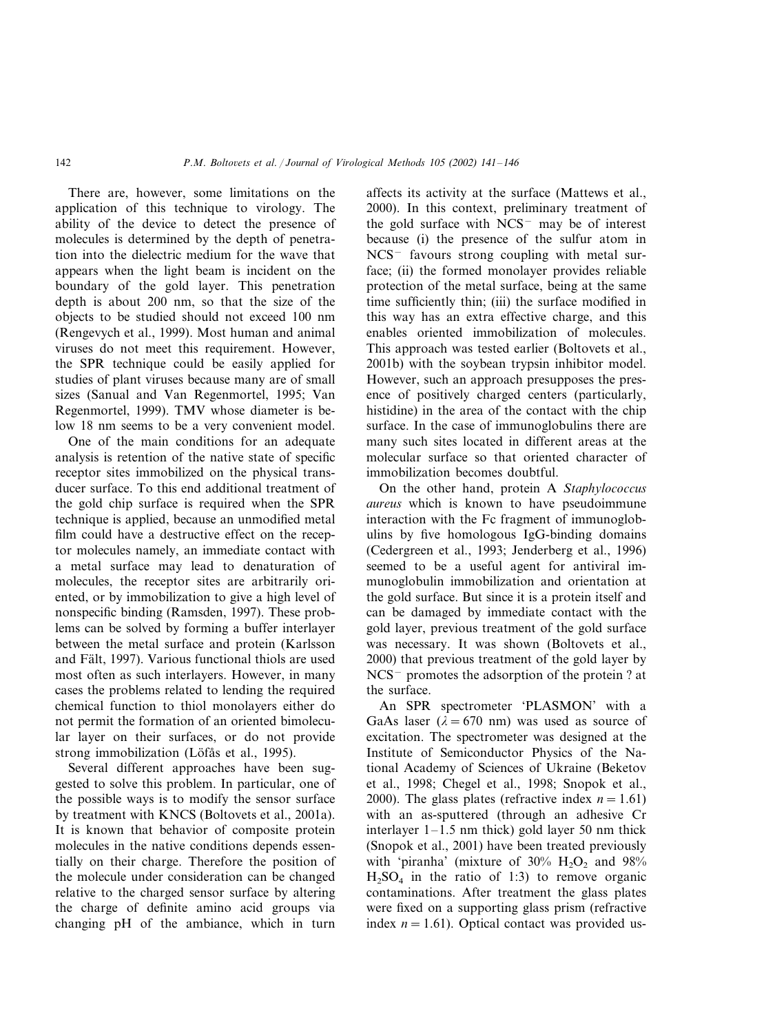There are, however, some limitations on the application of this technique to virology. The ability of the device to detect the presence of molecules is determined by the depth of penetration into the dielectric medium for the wave that appears when the light beam is incident on the boundary of the gold layer. This penetration depth is about 200 nm, so that the size of the objects to be studied should not exceed 100 nm (Rengevych et al., 1999). Most human and animal viruses do not meet this requirement. However, the SPR technique could be easily applied for studies of plant viruses because many are of small sizes (Sanual and Van Regenmortel, 1995; Van Regenmortel, 1999). TMV whose diameter is below 18 nm seems to be a very convenient model.

One of the main conditions for an adequate analysis is retention of the native state of specific receptor sites immobilized on the physical transducer surface. To this end additional treatment of the gold chip surface is required when the SPR technique is applied, because an unmodified metal film could have a destructive effect on the receptor molecules namely, an immediate contact with a metal surface may lead to denaturation of molecules, the receptor sites are arbitrarily oriented, or by immobilization to give a high level of nonspecific binding (Ramsden, 1997). These problems can be solved by forming a buffer interlayer between the metal surface and protein (Karlsson and Fält, 1997). Various functional thiols are used most often as such interlayers. However, in many cases the problems related to lending the required chemical function to thiol monolayers either do not permit the formation of an oriented bimolecular layer on their surfaces, or do not provide strong immobilization (Löfås et al., 1995).

Several different approaches have been suggested to solve this problem. In particular, one of the possible ways is to modify the sensor surface by treatment with KNCS (Boltovets et al., 2001a). It is known that behavior of composite protein molecules in the native conditions depends essentially on their charge. Therefore the position of the molecule under consideration can be changed relative to the charged sensor surface by altering the charge of definite amino acid groups via changing pH of the ambiance, which in turn affects its activity at the surface (Mattews et al., 2000). In this context, preliminary treatment of the gold surface with $NCS^-$ may be of interest because (i) the presence of the sulfur atom in $NCS^-$ favours strong coupling with metal surface; (ii) the formed monolayer provides reliable protection of the metal surface, being at the same time sufficiently thin; (iii) the surface modified in this way has an extra effective charge, and this enables oriented immobilization of molecules. This approach was tested earlier (Boltovets et al., 2001b) with the soybean trypsin inhibitor model. However, such an approach presupposes the presence of positively charged centers (particularly, histidine) in the area of the contact with the chip surface. In the case of immunoglobulins there are many such sites located in different areas at the molecular surface so that oriented character of immobilization becomes doubtful.

On the other hand, protein A *Staphylococcus aureus* which is known to have pseudoimmune interaction with the Fc fragment of immunoglobulins by five homologous IgG-binding domains (Cedergreen et al., 1993; Jenderberg et al., 1996) seemed to be a useful agent for antiviral immunoglobulin immobilization and orientation at the gold surface. But since it is a protein itself and can be damaged by immediate contact with the gold layer, previous treatment of the gold surface was necessary. It was shown (Boltovets et al., 2000) that previous treatment of the gold layer by $NCS^-$ promotes the adsorption of the protein ? at the surface.

An SPR spectrometer 'PLASMON' with a GaAs laser ($\lambda = 670$ nm) was used as source of excitation. The spectrometer was designed at the Institute of Semiconductor Physics of the National Academy of Sciences of Ukraine (Beketov et al., 1998; Chegel et al., 1998; Snopok et al., 2000). The glass plates (refractive index $n = 1.61$) with an as-sputtered (through an adhesive Cr interlayer 1–1.5 nm thick) gold layer 50 nm thick (Snopok et al., 2001) have been treated previously with 'piranha' (mixture of 30% $H_2O_2$ and 98% $H_2SO_4$ in the ratio of 1:3) to remove organic contaminations. After treatment the glass plates were fixed on a supporting glass prism (refractive index $n = 1.61$). Optical contact was provided us-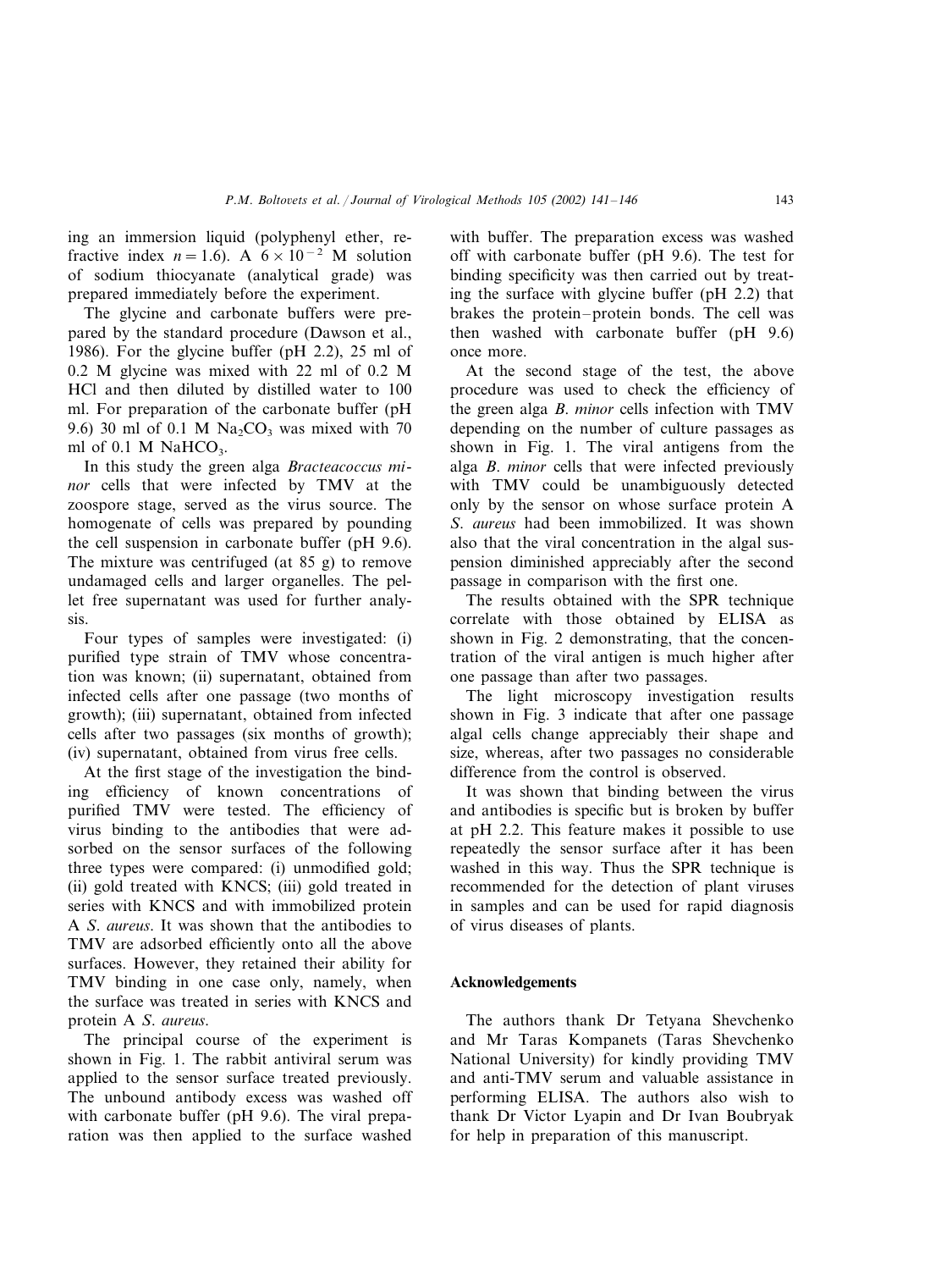ing an immersion liquid (polyphenyl ether, refractive index $n = 1.6$). A $6 \times 10^{-2}$ M solution of sodium thiocyanate (analytical grade) was prepared immediately before the experiment.

The glycine and carbonate buffers were prepared by the standard procedure (Dawson et al., 1986). For the glycine buffer (pH 2.2), 25 ml of 0.2 M glycine was mixed with 22 ml of 0.2 M HCl and then diluted by distilled water to 100 ml. For preparation of the carbonate buffer (pH 9.6) 30 ml of 0.1 M $Na_2CO_3$ was mixed with 70 ml of 0.1 M $NaHCO_3$.

In this study the green alga *Bracteacoccus minor* cells that were infected by TMV at the zoospore stage, served as the virus source. The homogenate of cells was prepared by pounding the cell suspension in carbonate buffer (pH 9.6). The mixture was centrifuged (at 85 g) to remove undamaged cells and larger organelles. The pellet free supernatant was used for further analysis.

Four types of samples were investigated: (i) purified type strain of TMV whose concentration was known; (ii) supernatant, obtained from infected cells after one passage (two months of growth); (iii) supernatant, obtained from infected cells after two passages (six months of growth); (iv) supernatant, obtained from virus free cells.

At the first stage of the investigation the binding efficiency of known concentrations of purified TMV were tested. The efficiency of virus binding to the antibodies that were adsorbed on the sensor surfaces of the following three types were compared: (i) unmodified gold; (ii) gold treated with KNCS; (iii) gold treated in series with KNCS and with immobilized protein A *S. aureus*. It was shown that the antibodies to TMV are adsorbed efficiently onto all the above surfaces. However, they retained their ability for TMV binding in one case only, namely, when the surface was treated in series with KNCS and protein A *S. aureus*.

The principal course of the experiment is shown in Fig. 1. The rabbit antiviral serum was applied to the sensor surface treated previously. The unbound antibody excess was washed off with carbonate buffer (pH 9.6). The viral preparation was then applied to the surface washed with buffer. The preparation excess was washed off with carbonate buffer (pH 9.6). The test for binding specificity was then carried out by treating the surface with glycine buffer (pH 2.2) that brakes the protein–protein bonds. The cell was then washed with carbonate buffer (pH 9.6) once more.

At the second stage of the test, the above procedure was used to check the efficiency of the green alga *B. minor* cells infection with TMV depending on the number of culture passages as shown in Fig. 1. The viral antigens from the alga *B. minor* cells that were infected previously with TMV could be unambiguously detected only by the sensor on whose surface protein A *S. aureus* had been immobilized. It was shown also that the viral concentration in the algal suspension diminished appreciably after the second passage in comparison with the first one.

The results obtained with the SPR technique correlate with those obtained by ELISA as shown in Fig. 2 demonstrating, that the concentration of the viral antigen is much higher after one passage than after two passages.

The light microscopy investigation results shown in Fig. 3 indicate that after one passage algal cells change appreciably their shape and size, whereas, after two passages no considerable difference from the control is observed.

It was shown that binding between the virus and antibodies is specific but is broken by buffer at pH 2.2. This feature makes it possible to use repeatedly the sensor surface after it has been washed in this way. Thus the SPR technique is recommended for the detection of plant viruses in samples and can be used for rapid diagnosis of virus diseases of plants.

## Acknowledgements

The authors thank Dr Tetyana Shevchenko and Mr Taras Kompanets (Taras Shevchenko National University) for kindly providing TMV and anti-TMV serum and valuable assistance in performing ELISA. The authors also wish to thank Dr Victor Lyapin and Dr Ivan Boubryak for help in preparation of this manuscript.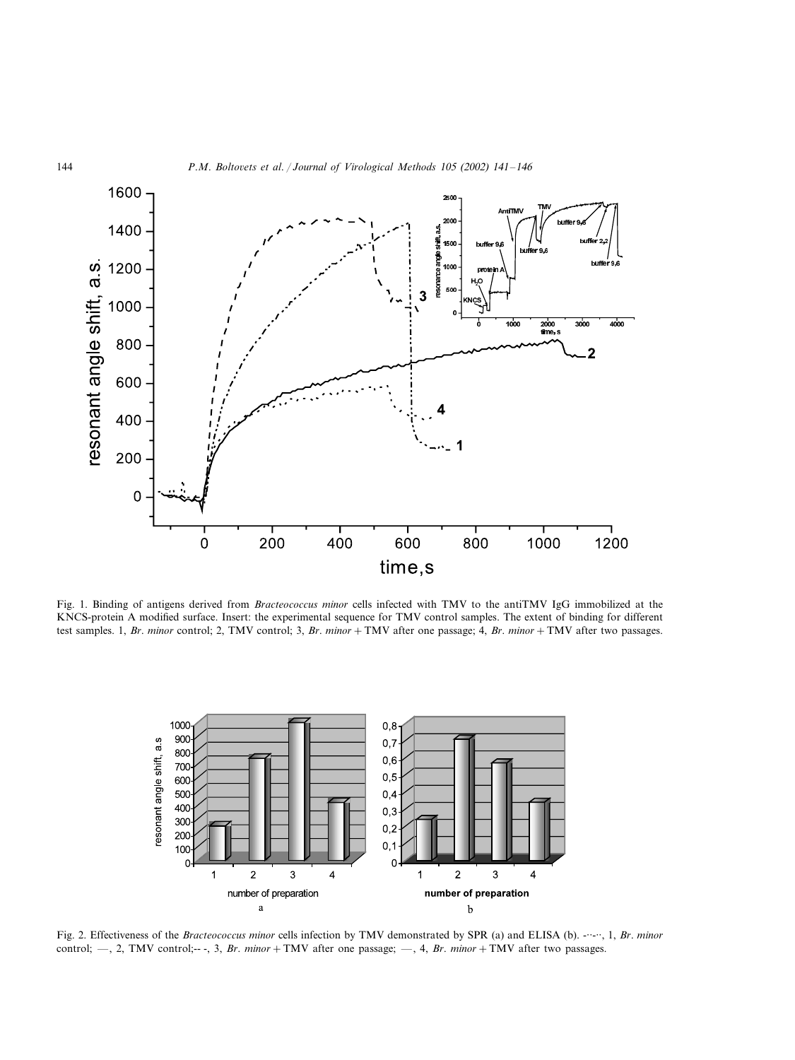Fig. 1. Binding of antigens derived from *Bracteococcus minor* cells infected with TMV to the antiTMV IgG immobilized at the KNCS-protein A modified surface. Insert: the experimental sequence for TMV control samples. The extent of binding for different test samples. 1, *Br. minor* control; 2, TMV control; 3, *Br. minor* + TMV after one passage; 4, *Br. minor* + TMV after two passages.

Fig. 2. Effectiveness of the *Bracteococcus minor* cells infection by TMV demonstrated by SPR (a) and ELISA (b). -··-··, 1, *Br. minor* control; —, 2, TMV control;-- -, 3, *Br. minor* + TMV after one passage; —, 4, *Br. minor* + TMV after two passages.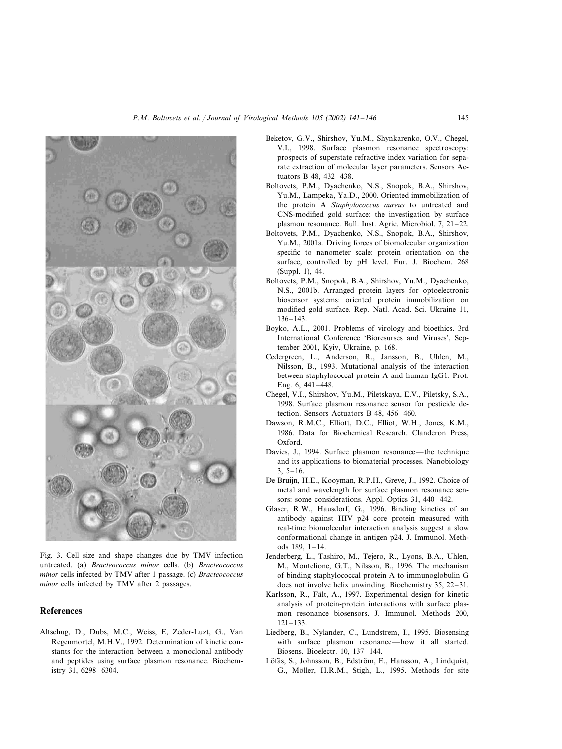Fig. 3. Cell size and shape changes due by TMV infection untreated. (a) *Bracteococcus minor* cells. (b) *Bracteococcus minor* cells infected by TMV after 1 passage. (c) *Bracteococcus minor* cells infected by TMV after 2 passages.

## References

Altschug, D., Dubs, M.C., Weiss, E, Zeder-Luzt, G., Van Regenmortel, M.H.V., 1992. Determination of kinetic constants for the interaction between a monoclonal antibody and peptides using surface plasmon resonance. Biochemistry 31, 6298–6304.

Beketov, G.V., Shirshov, Yu.M., Shynkarenko, O.V., Chegel, V.I., 1998. Surface plasmon resonance spectroscopy: prospects of superstate refractive index variation for separate extraction of molecular layer parameters. Sensors Actuators B 48, 432–438.

Boltovets, P.M., Dyachenko, N.S., Snopok, B.A., Shirshov, Yu.M., Lampeka, Ya.D., 2000. Oriented immobilization of the protein A *Staphylococcus aureus* to untreated and CNS-modified gold surface: the investigation by surface plasmon resonance. Bull. Inst. Agric. Microbiol. 7, 21–22.

Boltovets, P.M., Dyachenko, N.S., Snopok, B.A., Shirshov, Yu.M., 2001a. Driving forces of biomolecular organization specific to nanometer scale: protein orientation on the surface, controlled by pH level. Eur. J. Biochem. 268 (Suppl. 1), 44.

Boltovets, P.M., Snopok, B.A., Shirshov, Yu.M., Dyachenko, N.S., 2001b. Arranged protein layers for optoelectronic biosensor systems: oriented protein immobilization on modified gold surface. Rep. Natl. Acad. Sci. Ukraine 11, 136–143.

Boyko, A.L., 2001. Problems of virology and bioethics. 3rd International Conference 'Bioresurses and Viruses', September 2001, Kyiv, Ukraine, p. 168.

Cedergreen, L., Anderson, R., Jansson, B., Uhlen, M., Nilsson, B., 1993. Mutational analysis of the interaction between staphylococcal protein A and human IgG1. Prot. Eng. 6, 441–448.

Chegel, V.I., Shirshov, Yu.M., Piletskaya, E.V., Piletsky, S.A., 1998. Surface plasmon resonance sensor for pesticide detection. Sensors Actuators B 48, 456–460.

Dawson, R.M.C., Elliott, D.C., Elliot, W.H., Jones, K.M., 1986. Data for Biochemical Research. Clanderon Press, Oxford.

Davies, J., 1994. Surface plasmon resonance—the technique and its applications to biomaterial processes. Nanobiology 3, 5–16.

De Bruijn, H.E., Kooyman, R.P.H., Greve, J., 1992. Choice of metal and wavelength for surface plasmon resonance sensors: some considerations. Appl. Optics 31, 440–442.

Glaser, R.W., Hausdorf, G., 1996. Binding kinetics of an antibody against HIV p24 core protein measured with real-time biomolecular interaction analysis suggest a slow conformational change in antigen p24. J. Immunol. Methods 189, 1–14.

Jenderberg, L., Tashiro, M., Tejero, R., Lyons, B.A., Uhlen, M., Montelione, G.T., Nilsson, B., 1996. The mechanism of binding staphylococcal protein A to immunoglobulin G does not involve helix unwinding. Biochemistry 35, 22–31.

Karlsson, R., Fält, A., 1997. Experimental design for kinetic analysis of protein-protein interactions with surface plasmon resonance biosensors. J. Immunol. Methods 200, 121–133.

Liedberg, B., Nylander, C., Lundstrem, I., 1995. Biosensing with surface plasmon resonance—how it all started. Biosens. Bioelectr. 10, 137–144.

Löfås, S., Johnsson, B., Edström, E., Hansson, A., Lindquist, G., Möller, H.R.M., Stigh, L., 1995. Methods for site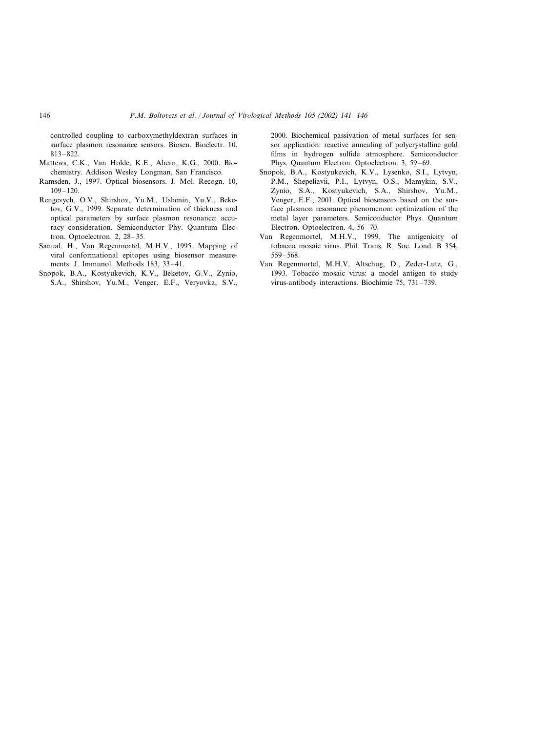controlled coupling to carboxymethyldextran surfaces in surface plasmon resonance sensors. Biosen. Bioelectr. 10, 813–822.

Mattews, C.K., Van Holde, K.E., Ahern, K.G., 2000. Biochemistry. Addison Wesley Longman, San Francisco.

Ramsden, J., 1997. Optical biosensors. J. Mol. Recogn. 10, 109–120.

Rengevych, O.V., Shirshov, Yu.M., Ushenin, Yu.V., Beketov, G.V., 1999. Separate determination of thickness and optical parameters by surface plasmon resonance: accuracy consideration. Semiconductor Phy. Quantum Electron. Optoelectron. 2, 28–35.

Sanual, H., Van Regenmortel, M.H.V., 1995. Mapping of viral conformational epitopes using biosensor measurements. J. Immunol. Methods 183, 33–41.

Snopok, B.A., Kostyukevich, K.V., Beketov, G.V., Zynio, S.A., Shirshov, Yu.M., Venger, E.F., Veryovka, S.V., 2000. Biochemical passivation of metal surfaces for sensor application: reactive annealing of polycrystalline gold films in hydrogen sulfide atmosphere. Semiconductor Phys. Quantum Electron. Optoelectron. 3, 59–69.

Snopok, B.A., Kostyukevich, K.V., Lysenko, S.I., Lytvyn, P.M., Shepeliavii, P.I., Lytvyn, O.S., Mamykin, S.V., Zynio, S.A., Kostyukevich, S.A., Shirshov, Yu.M., Venger, E.F., 2001. Optical biosensors based on the surface plasmon resonance phenomenon: optimization of the metal layer parameters. Semiconductor Phys. Quantum Electron. Optoelectron. 4, 56–70.

Van Regenmortel, M.H.V., 1999. The antigenicity of tobacco mosaic virus. Phil. Trans. R. Soc. Lond. B 354, 559–568.

Van Regenmortel, M.H.V, Altschug, D., Zeder-Lutz, G., 1993. Tobacco mosaic virus: a model antigen to study virus-antibody interactions. Biochimie 75, 731–739.